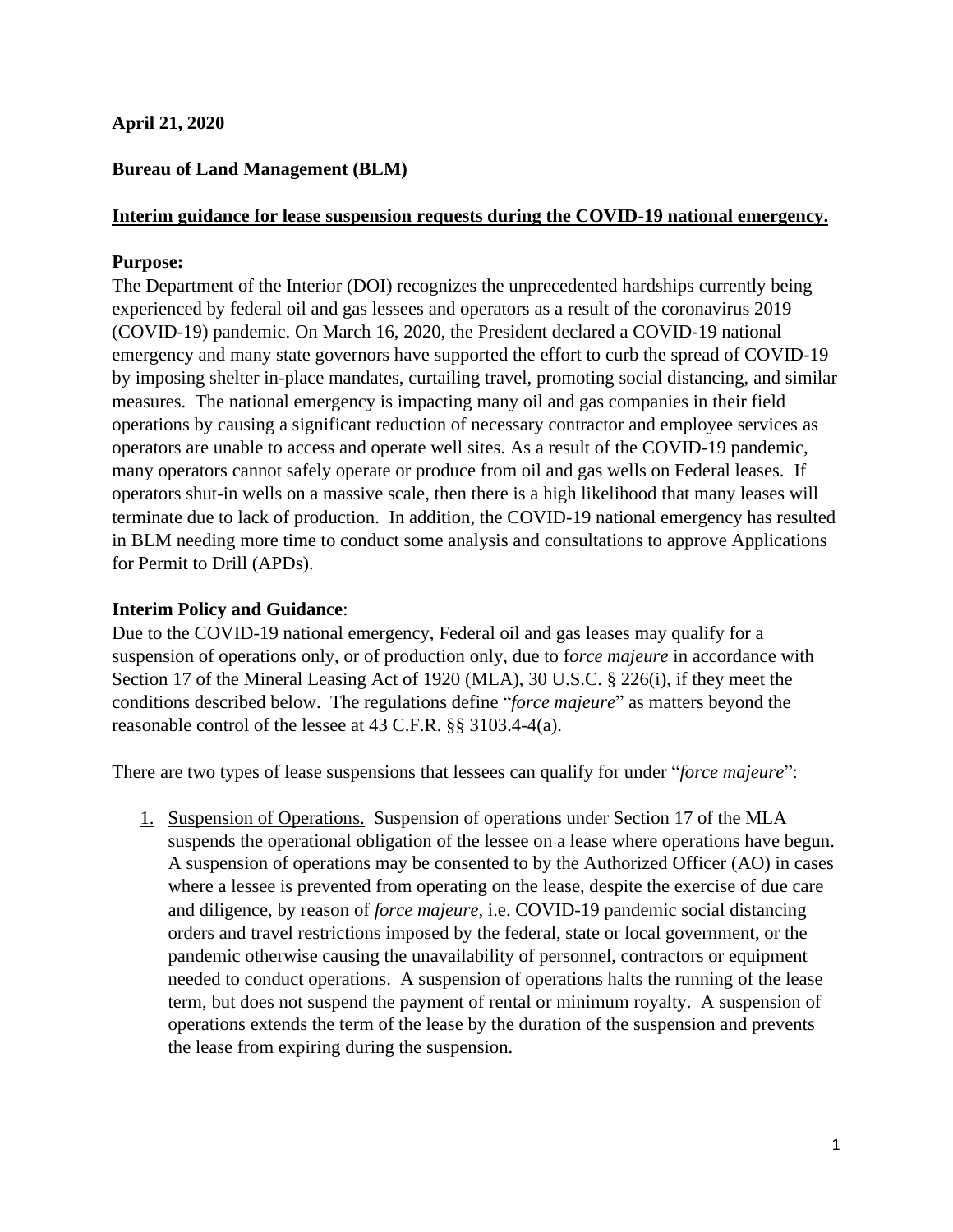**April 21, 2020**

**Bureau of Land Management (BLM)**

**Interim guidance for lease suspension requests during the COVID-19 national emergency.**

**Purpose:**

The Department of the Interior (DOI) recognizes the unprecedented hardships currently being experienced by federal oil and gas lessees and operators as a result of the coronavirus 2019 (COVID-19) pandemic. On March 16, 2020, the President declared a COVID-19 national emergency and many state governors have supported the effort to curb the spread of COVID-19 by imposing shelter in-place mandates, curtailing travel, promoting social distancing, and similar measures. The national emergency is impacting many oil and gas companies in their field operations by causing a significant reduction of necessary contractor and employee services as operators are unable to access and operate well sites. As a result of the COVID-19 pandemic, many operators cannot safely operate or produce from oil and gas wells on Federal leases. If operators shut-in wells on a massive scale, then there is a high likelihood that many leases will terminate due to lack of production. In addition, the COVID-19 national emergency has resulted in BLM needing more time to conduct some analysis and consultations to approve Applications for Permit to Drill (APDs).

**Interim Policy and Guidance**:

Due to the COVID-19 national emergency, Federal oil and gas leases may qualify for a suspension of operations only, or of production only, due to f*orce majeure* in accordance with Section 17 of the Mineral Leasing Act of 1920 (MLA), 30 U.S.C. § 226(i), if they meet the conditions described below. The regulations define "*force majeure*" as matters beyond the reasonable control of the lessee at 43 C.F.R. §§ 3103.4-4(a).

There are two types of lease suspensions that lessees can qualify for under "*force majeure*":

1. Suspension of Operations. Suspension of operations under Section 17 of the MLA suspends the operational obligation of the lessee on a lease where operations have begun. A suspension of operations may be consented to by the Authorized Officer (AO) in cases where a lessee is prevented from operating on the lease, despite the exercise of due care and diligence, by reason of *force majeure*, i.e. COVID-19 pandemic social distancing orders and travel restrictions imposed by the federal, state or local government, or the pandemic otherwise causing the unavailability of personnel, contractors or equipment needed to conduct operations. A suspension of operations halts the running of the lease term, but does not suspend the payment of rental or minimum royalty. A suspension of operations extends the term of the lease by the duration of the suspension and prevents the lease from expiring during the suspension.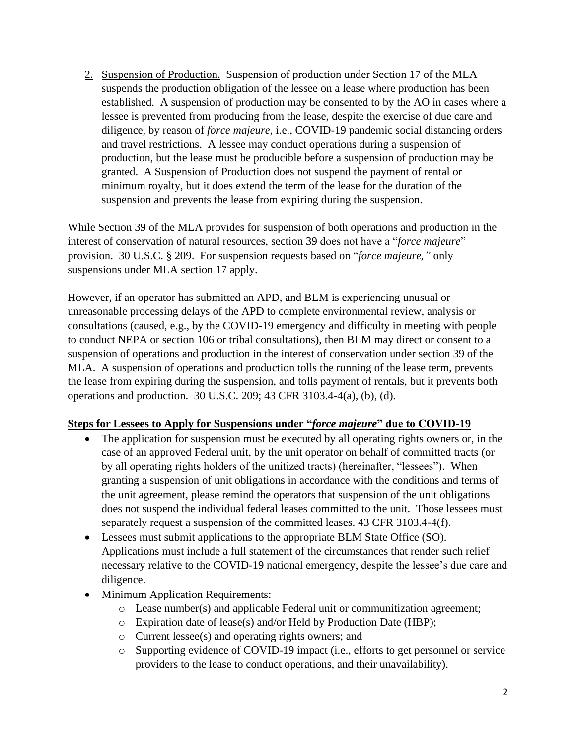2. <u>Suspension of Production.</u> Suspension of production under Section 17 of the MLA suspends the production obligation of the lessee on a lease where production has been established. A suspension of production may be consented to by the AO in cases where a lessee is prevented from producing from the lease, despite the exercise of due care and diligence, by reason of *force majeure*, i.e., COVID-19 pandemic social distancing orders and travel restrictions. A lessee may conduct operations during a suspension of production, but the lease must be producible before a suspension of production may be granted. A Suspension of Production does not suspend the payment of rental or minimum royalty, but it does extend the term of the lease for the duration of the suspension and prevents the lease from expiring during the suspension.

While Section 39 of the MLA provides for suspension of both operations and production in the interest of conservation of natural resources, section 39 does not have a "*force majeure*" provision. 30 U.S.C. § 209. For suspension requests based on "*force majeure,"* only suspensions under MLA section 17 apply.

However, if an operator has submitted an APD, and BLM is experiencing unusual or unreasonable processing delays of the APD to complete environmental review, analysis or consultations (caused, e.g., by the COVID-19 emergency and difficulty in meeting with people to conduct NEPA or section 106 or tribal consultations), then BLM may direct or consent to a suspension of operations and production in the interest of conservation under section 39 of the MLA. A suspension of operations and production tolls the running of the lease term, prevents the lease from expiring during the suspension, and tolls payment of rentals, but it prevents both operations and production. 30 U.S.C. 209; 43 CFR 3103.4-4(a), (b), (d).

**<u>Steps for Lessees to Apply for Suspensions under "*force majeure*" due to COVID-19</u>**

- The application for suspension must be executed by all operating rights owners or, in the case of an approved Federal unit, by the unit operator on behalf of committed tracts (or by all operating rights holders of the unitized tracts) (hereinafter, "lessees"). When granting a suspension of unit obligations in accordance with the conditions and terms of the unit agreement, please remind the operators that suspension of the unit obligations does not suspend the individual federal leases committed to the unit. Those lessees must separately request a suspension of the committed leases. 43 CFR 3103.4-4(f).
- Lessees must submit applications to the appropriate BLM State Office (SO). Applications must include a full statement of the circumstances that render such relief necessary relative to the COVID-19 national emergency, despite the lessee's due care and diligence.
- Minimum Application Requirements:
  - Lease number(s) and applicable Federal unit or communitization agreement;
  - Expiration date of lease(s) and/or Held by Production Date (HBP);
  - Current lessee(s) and operating rights owners; and
  - Supporting evidence of COVID-19 impact (i.e., efforts to get personnel or service providers to the lease to conduct operations, and their unavailability).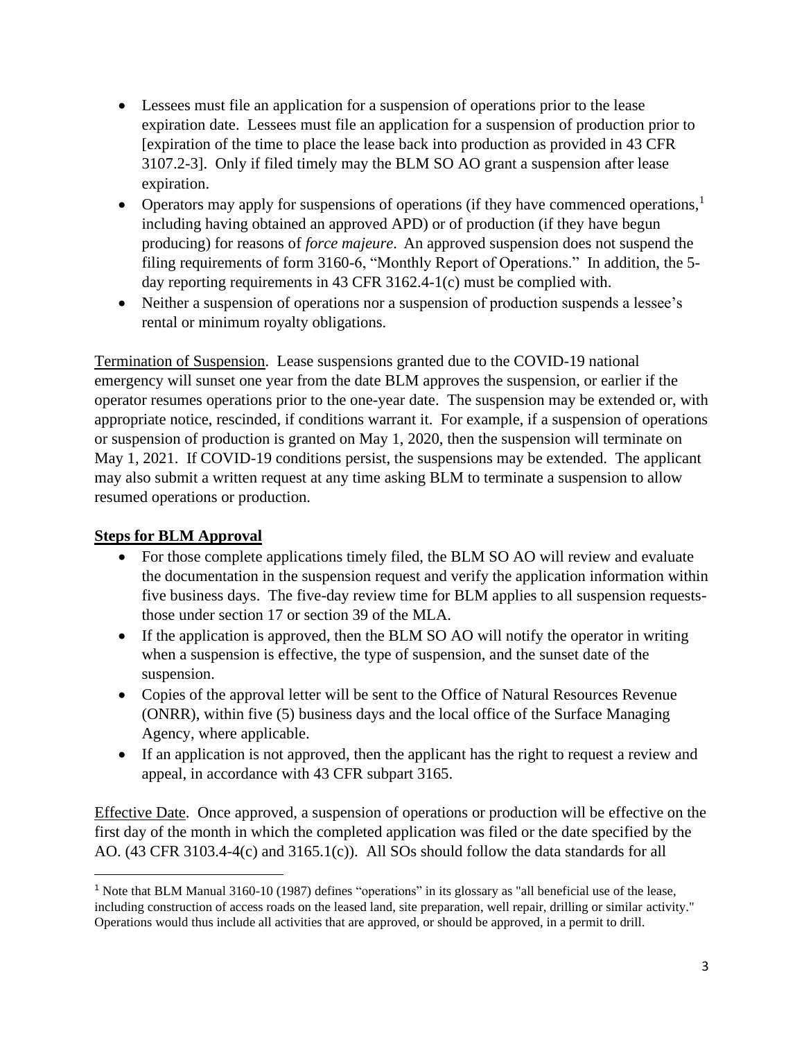- Lessees must file an application for a suspension of operations prior to the lease expiration date. Lessees must file an application for a suspension of production prior to [expiration of the time to place the lease back into production as provided in 43 CFR 3107.2-3]. Only if filed timely may the BLM SO AO grant a suspension after lease expiration.
- Operators may apply for suspensions of operations (if they have commenced operations,[1] including having obtained an approved APD) or of production (if they have begun producing) for reasons of *force majeure*. An approved suspension does not suspend the filing requirements of form 3160-6, "Monthly Report of Operations." In addition, the 5-day reporting requirements in 43 CFR 3162.4-1(c) must be complied with.
- Neither a suspension of operations nor a suspension of production suspends a lessee's rental or minimum royalty obligations.

<u>Termination of Suspension</u>. Lease suspensions granted due to the COVID-19 national emergency will sunset one year from the date BLM approves the suspension, or earlier if the operator resumes operations prior to the one-year date. The suspension may be extended or, with appropriate notice, rescinded, if conditions warrant it. For example, if a suspension of operations or suspension of production is granted on May 1, 2020, then the suspension will terminate on May 1, 2021. If COVID-19 conditions persist, the suspensions may be extended. The applicant may also submit a written request at any time asking BLM to terminate a suspension to allow resumed operations or production.

**<u>Steps for BLM Approval</u>**

- For those complete applications timely filed, the BLM SO AO will review and evaluate the documentation in the suspension request and verify the application information within five business days. The five-day review time for BLM applies to all suspension requests-those under section 17 or section 39 of the MLA.
- If the application is approved, then the BLM SO AO will notify the operator in writing when a suspension is effective, the type of suspension, and the sunset date of the suspension.
- Copies of the approval letter will be sent to the Office of Natural Resources Revenue (ONRR), within five (5) business days and the local office of the Surface Managing Agency, where applicable.
- If an application is not approved, then the applicant has the right to request a review and appeal, in accordance with 43 CFR subpart 3165.

<u>Effective Date</u>. Once approved, a suspension of operations or production will be effective on the first day of the month in which the completed application was filed or the date specified by the AO. (43 CFR 3103.4-4(c) and 3165.1(c)). All SOs should follow the data standards for all

---

[1] Note that BLM Manual 3160-10 (1987) defines "operations" in its glossary as "all beneficial use of the lease, including construction of access roads on the leased land, site preparation, well repair, drilling or similar activity." Operations would thus include all activities that are approved, or should be approved, in a permit to drill.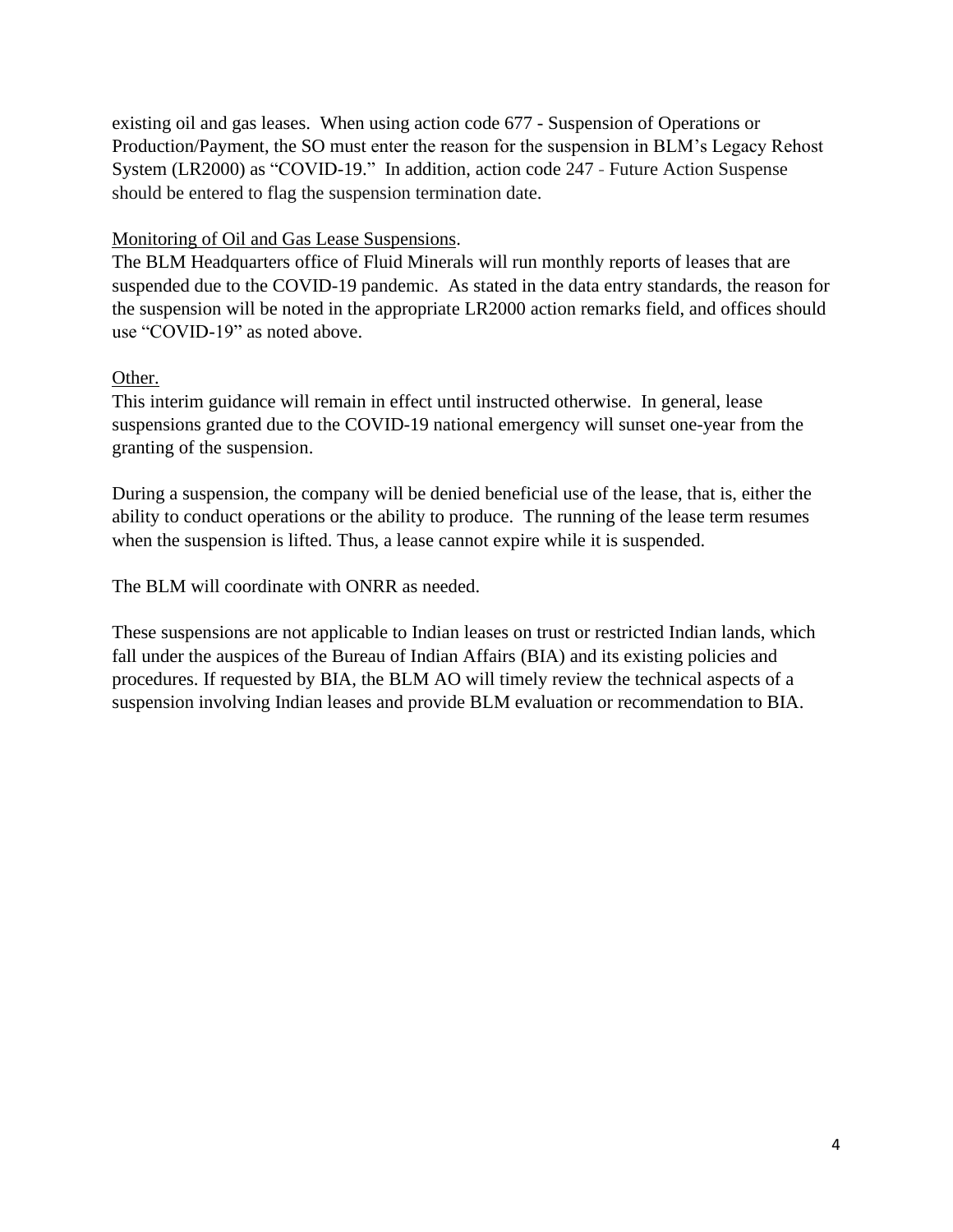existing oil and gas leases. When using action code 677 - Suspension of Operations or Production/Payment, the SO must enter the reason for the suspension in BLM's Legacy Rehost System (LR2000) as "COVID-19." In addition, action code 247 - Future Action Suspense should be entered to flag the suspension termination date.

<u>Monitoring of Oil and Gas Lease Suspensions</u>.

The BLM Headquarters office of Fluid Minerals will run monthly reports of leases that are suspended due to the COVID-19 pandemic. As stated in the data entry standards, the reason for the suspension will be noted in the appropriate LR2000 action remarks field, and offices should use "COVID-19" as noted above.

<u>Other.</u>

This interim guidance will remain in effect until instructed otherwise. In general, lease suspensions granted due to the COVID-19 national emergency will sunset one-year from the granting of the suspension.

During a suspension, the company will be denied beneficial use of the lease, that is, either the ability to conduct operations or the ability to produce. The running of the lease term resumes when the suspension is lifted. Thus, a lease cannot expire while it is suspended.

The BLM will coordinate with ONRR as needed.

These suspensions are not applicable to Indian leases on trust or restricted Indian lands, which fall under the auspices of the Bureau of Indian Affairs (BIA) and its existing policies and procedures. If requested by BIA, the BLM AO will timely review the technical aspects of a suspension involving Indian leases and provide BLM evaluation or recommendation to BIA.